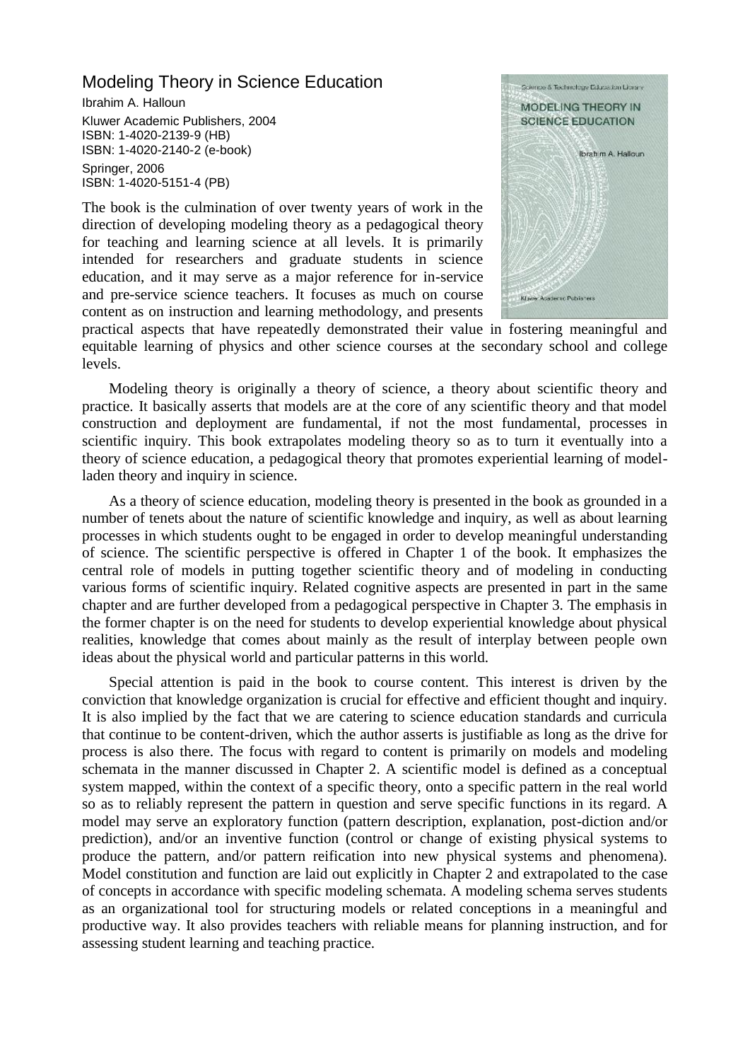# Modeling Theory in Science Education

Ibrahim A. Halloun

Kluwer Academic Publishers, 2004
ISBN: 1-4020-2139-9 (HB)
ISBN: 1-4020-2140-2 (e-book)

Springer, 2006
ISBN: 1-4020-5151-4 (PB)

The book is the culmination of over twenty years of work in the direction of developing modeling theory as a pedagogical theory for teaching and learning science at all levels. It is primarily intended for researchers and graduate students in science education, and it may serve as a major reference for in-service and pre-service science teachers. It focuses as much on course content as on instruction and learning methodology, and presents practical aspects that have repeatedly demonstrated their value in fostering meaningful and equitable learning of physics and other science courses at the secondary school and college levels.

Modeling theory is originally a theory of science, a theory about scientific theory and practice. It basically asserts that models are at the core of any scientific theory and that model construction and deployment are fundamental, if not the most fundamental, processes in scientific inquiry. This book extrapolates modeling theory so as to turn it eventually into a theory of science education, a pedagogical theory that promotes experiential learning of model-laden theory and inquiry in science.

As a theory of science education, modeling theory is presented in the book as grounded in a number of tenets about the nature of scientific knowledge and inquiry, as well as about learning processes in which students ought to be engaged in order to develop meaningful understanding of science. The scientific perspective is offered in Chapter 1 of the book. It emphasizes the central role of models in putting together scientific theory and of modeling in conducting various forms of scientific inquiry. Related cognitive aspects are presented in part in the same chapter and are further developed from a pedagogical perspective in Chapter 3. The emphasis in the former chapter is on the need for students to develop experiential knowledge about physical realities, knowledge that comes about mainly as the result of interplay between people own ideas about the physical world and particular patterns in this world.

Special attention is paid in the book to course content. This interest is driven by the conviction that knowledge organization is crucial for effective and efficient thought and inquiry. It is also implied by the fact that we are catering to science education standards and curricula that continue to be content-driven, which the author asserts is justifiable as long as the drive for process is also there. The focus with regard to content is primarily on models and modeling schemata in the manner discussed in Chapter 2. A scientific model is defined as a conceptual system mapped, within the context of a specific theory, onto a specific pattern in the real world so as to reliably represent the pattern in question and serve specific functions in its regard. A model may serve an exploratory function (pattern description, explanation, post-diction and/or prediction), and/or an inventive function (control or change of existing physical systems to produce the pattern, and/or pattern reification into new physical systems and phenomena). Model constitution and function are laid out explicitly in Chapter 2 and extrapolated to the case of concepts in accordance with specific modeling schemata. A modeling schema serves students as an organizational tool for structuring models or related conceptions in a meaningful and productive way. It also provides teachers with reliable means for planning instruction, and for assessing student learning and teaching practice.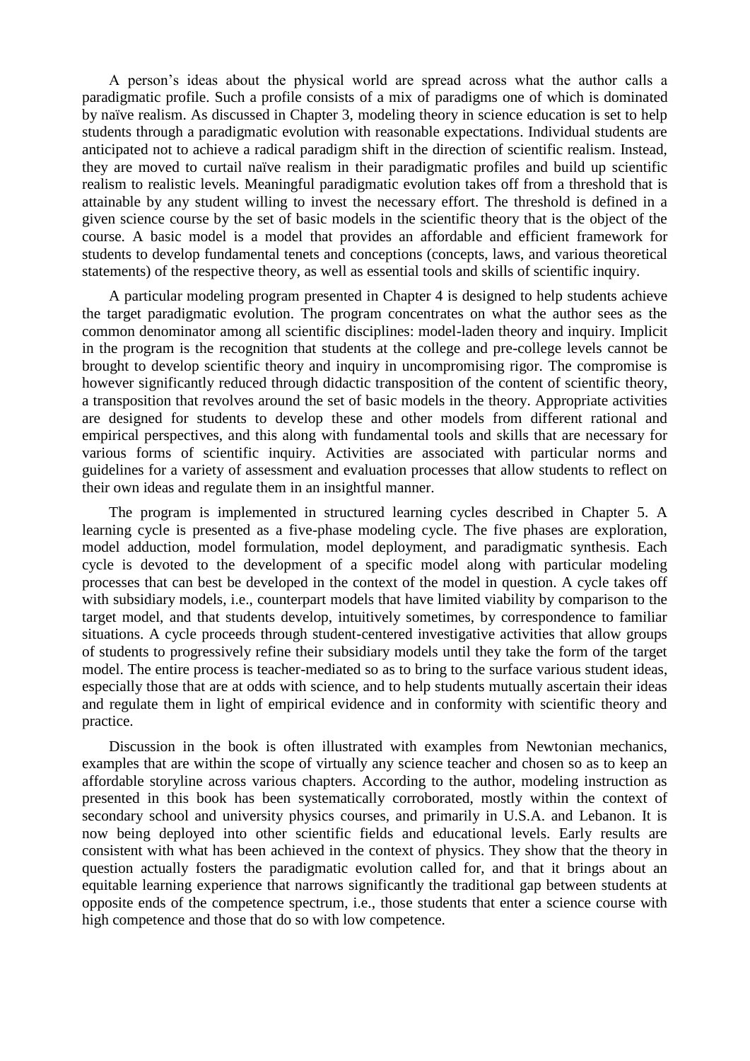A person's ideas about the physical world are spread across what the author calls a paradigmatic profile. Such a profile consists of a mix of paradigms one of which is dominated by naïve realism. As discussed in Chapter 3, modeling theory in science education is set to help students through a paradigmatic evolution with reasonable expectations. Individual students are anticipated not to achieve a radical paradigm shift in the direction of scientific realism. Instead, they are moved to curtail naïve realism in their paradigmatic profiles and build up scientific realism to realistic levels. Meaningful paradigmatic evolution takes off from a threshold that is attainable by any student willing to invest the necessary effort. The threshold is defined in a given science course by the set of basic models in the scientific theory that is the object of the course. A basic model is a model that provides an affordable and efficient framework for students to develop fundamental tenets and conceptions (concepts, laws, and various theoretical statements) of the respective theory, as well as essential tools and skills of scientific inquiry.

A particular modeling program presented in Chapter 4 is designed to help students achieve the target paradigmatic evolution. The program concentrates on what the author sees as the common denominator among all scientific disciplines: model-laden theory and inquiry. Implicit in the program is the recognition that students at the college and pre-college levels cannot be brought to develop scientific theory and inquiry in uncompromising rigor. The compromise is however significantly reduced through didactic transposition of the content of scientific theory, a transposition that revolves around the set of basic models in the theory. Appropriate activities are designed for students to develop these and other models from different rational and empirical perspectives, and this along with fundamental tools and skills that are necessary for various forms of scientific inquiry. Activities are associated with particular norms and guidelines for a variety of assessment and evaluation processes that allow students to reflect on their own ideas and regulate them in an insightful manner.

The program is implemented in structured learning cycles described in Chapter 5. A learning cycle is presented as a five-phase modeling cycle. The five phases are exploration, model adduction, model formulation, model deployment, and paradigmatic synthesis. Each cycle is devoted to the development of a specific model along with particular modeling processes that can best be developed in the context of the model in question. A cycle takes off with subsidiary models, i.e., counterpart models that have limited viability by comparison to the target model, and that students develop, intuitively sometimes, by correspondence to familiar situations. A cycle proceeds through student-centered investigative activities that allow groups of students to progressively refine their subsidiary models until they take the form of the target model. The entire process is teacher-mediated so as to bring to the surface various student ideas, especially those that are at odds with science, and to help students mutually ascertain their ideas and regulate them in light of empirical evidence and in conformity with scientific theory and practice.

Discussion in the book is often illustrated with examples from Newtonian mechanics, examples that are within the scope of virtually any science teacher and chosen so as to keep an affordable storyline across various chapters. According to the author, modeling instruction as presented in this book has been systematically corroborated, mostly within the context of secondary school and university physics courses, and primarily in U.S.A. and Lebanon. It is now being deployed into other scientific fields and educational levels. Early results are consistent with what has been achieved in the context of physics. They show that the theory in question actually fosters the paradigmatic evolution called for, and that it brings about an equitable learning experience that narrows significantly the traditional gap between students at opposite ends of the competence spectrum, i.e., those students that enter a science course with high competence and those that do so with low competence.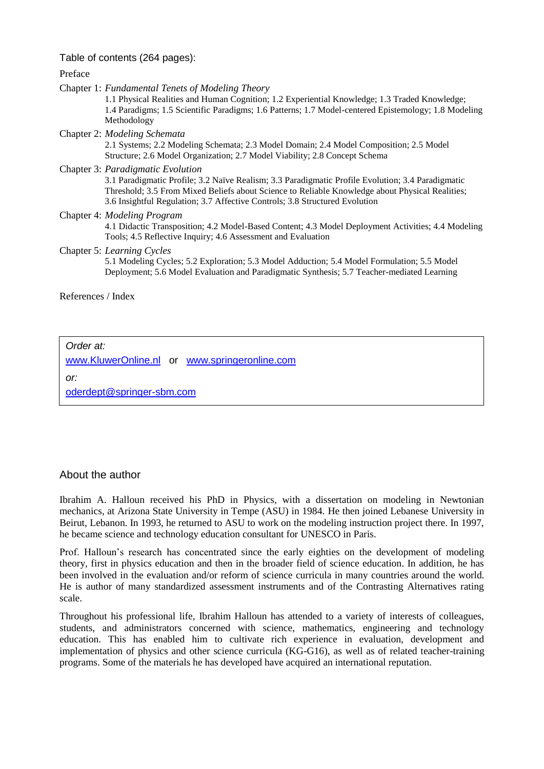## Table of contents (264 pages):

Preface

Chapter 1: *Fundamental Tenets of Modeling Theory*
1.1 Physical Realities and Human Cognition; 1.2 Experiential Knowledge; 1.3 Traded Knowledge; 1.4 Paradigms; 1.5 Scientific Paradigms; 1.6 Patterns; 1.7 Model-centered Epistemology; 1.8 Modeling Methodology

Chapter 2: *Modeling Schemata*
2.1 Systems; 2.2 Modeling Schemata; 2.3 Model Domain; 2.4 Model Composition; 2.5 Model Structure; 2.6 Model Organization; 2.7 Model Viability; 2.8 Concept Schema

Chapter 3: *Paradigmatic Evolution*
3.1 Paradigmatic Profile; 3.2 Naïve Realism; 3.3 Paradigmatic Profile Evolution; 3.4 Paradigmatic Threshold; 3.5 From Mixed Beliefs about Science to Reliable Knowledge about Physical Realities; 3.6 Insightful Regulation; 3.7 Affective Controls; 3.8 Structured Evolution

Chapter 4: *Modeling Program*
4.1 Didactic Transposition; 4.2 Model-Based Content; 4.3 Model Deployment Activities; 4.4 Modeling Tools; 4.5 Reflective Inquiry; 4.6 Assessment and Evaluation

Chapter 5: *Learning Cycles*
5.1 Modeling Cycles; 5.2 Exploration; 5.3 Model Adduction; 5.4 Model Formulation; 5.5 Model Deployment; 5.6 Model Evaluation and Paradigmatic Synthesis; 5.7 Teacher-mediated Learning

References / Index

*Order at:*

www.KluwerOnline.nl or www.springeronline.com

*or:*

oderdept@springer-sbm.com

## About the author

Ibrahim A. Halloun received his PhD in Physics, with a dissertation on modeling in Newtonian mechanics, at Arizona State University in Tempe (ASU) in 1984. He then joined Lebanese University in Beirut, Lebanon. In 1993, he returned to ASU to work on the modeling instruction project there. In 1997, he became science and technology education consultant for UNESCO in Paris.

Prof. Halloun's research has concentrated since the early eighties on the development of modeling theory, first in physics education and then in the broader field of science education. In addition, he has been involved in the evaluation and/or reform of science curricula in many countries around the world. He is author of many standardized assessment instruments and of the Contrasting Alternatives rating scale.

Throughout his professional life, Ibrahim Halloun has attended to a variety of interests of colleagues, students, and administrators concerned with science, mathematics, engineering and technology education. This has enabled him to cultivate rich experience in evaluation, development and implementation of physics and other science curricula (KG-G16), as well as of related teacher-training programs. Some of the materials he has developed have acquired an international reputation.